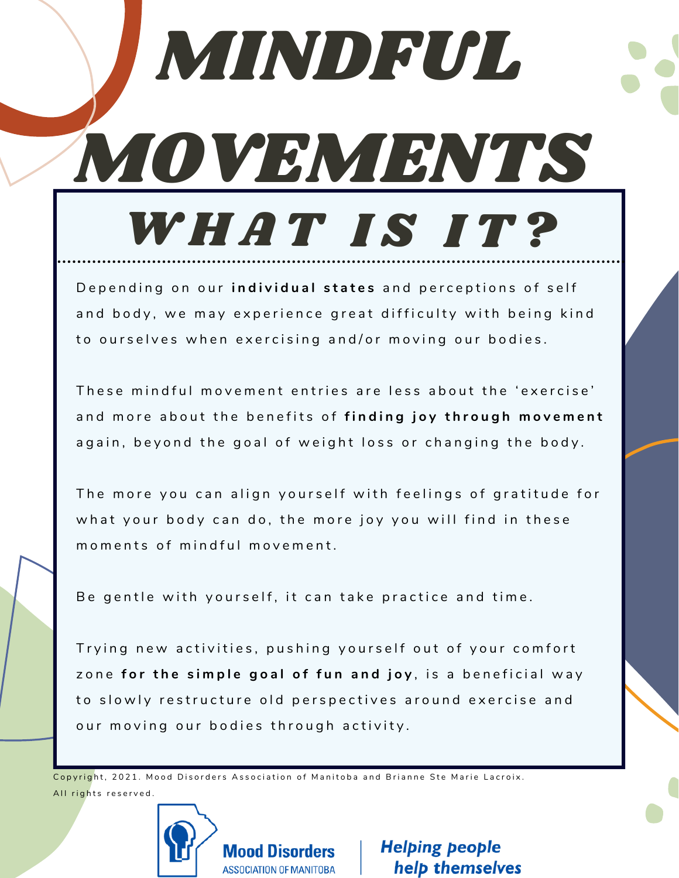# MINDFUL MOVEMENTS

## WHAT IS IT?

Depending on our **individual states** and perceptions of self and body, we may experience great difficulty with being kind to ourselves when exercising and/or moving our bodies.

These mindful movement entries are less about the 'exercise' and more about the benefits of **finding joy through movement** again, beyond the goal of weight loss or changing the body.

The more you can align yourself with feelings of gratitude for what your body can do, the more joy you will find in these moments of mindful movement.

Be gentle with yourself, it can take practice and time.

Trying new activities, pushing yourself out of your comfort zone **for the simple goal of fun and joy**, is a beneficial way to slowly restructure old perspectives around exercise and our moving our bodies through activity.

Copyright, 2021. Mood Disorders Association of Manitoba and Brianne Ste Marie Lacroix. All rights reserved.

Mood Disorders ASSOCIATION OF MANITOBA | *Helping people help themselves*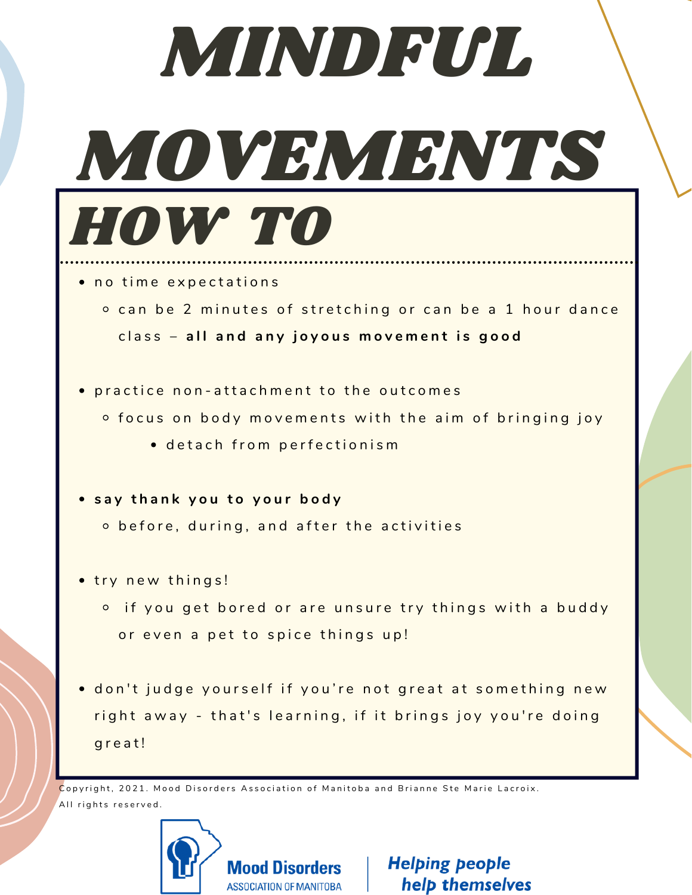# MINDFUL MOVEMENTS

## HOW TO

- no time expectations
  - can be 2 minutes of stretching or can be a 1 hour dance class – **all and any joyous movement is good**

- practice non-attachment to the outcomes
  - focus on body movements with the aim of bringing joy
    - detach from perfectionism

- **say thank you to your body**
  - before, during, and after the activities

- try new things!
  - if you get bored or are unsure try things with a buddy or even a pet to spice things up!

- don't judge yourself if you're not great at something new right away - that's learning, if it brings joy you're doing great!

Copyright, 2021. Mood Disorders Association of Manitoba and Brianne Ste Marie Lacroix. All rights reserved.

Mood Disorders ASSOCIATION OF MANITOBA | *Helping people help themselves*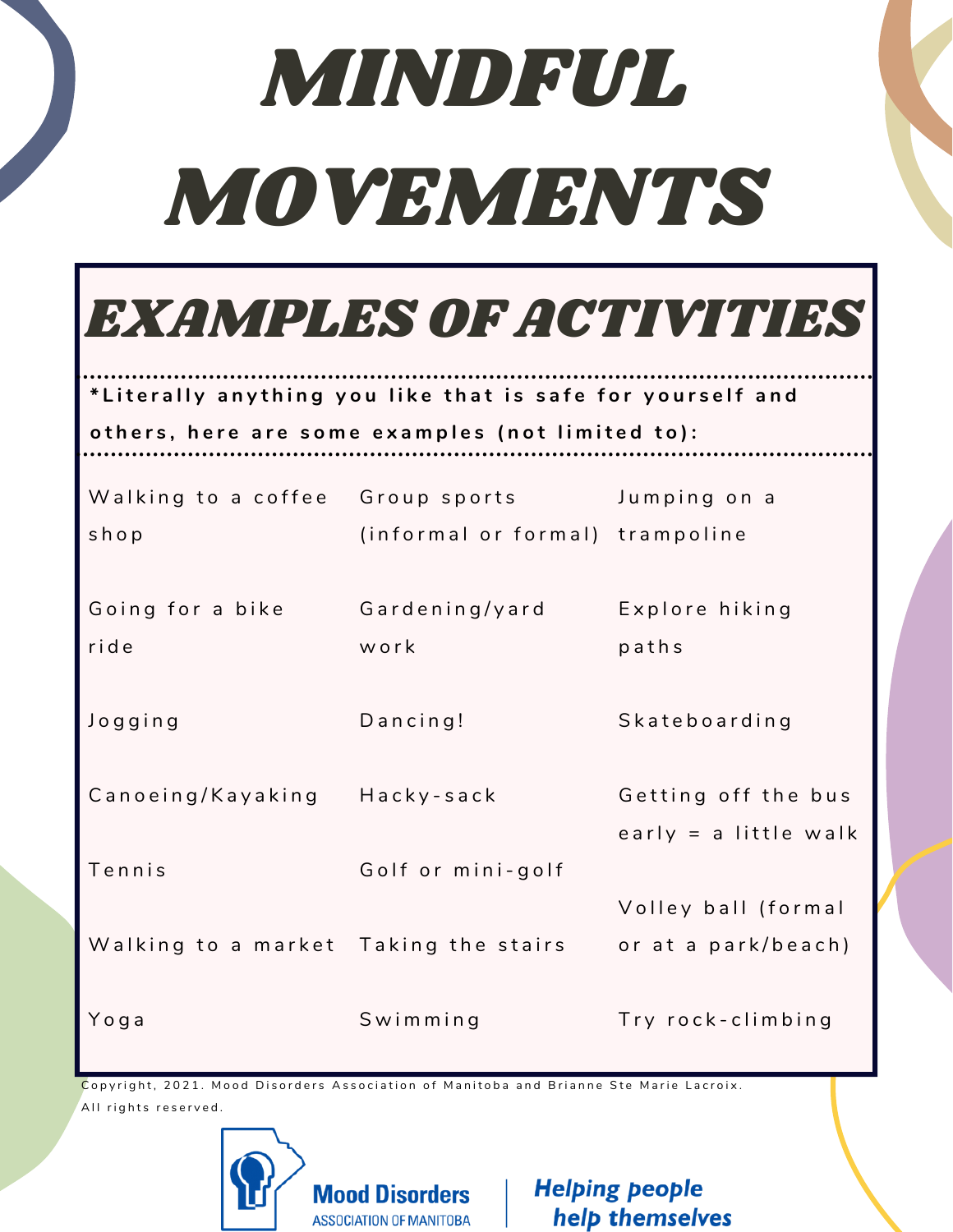# MINDFUL MOVEMENTS

## EXAMPLES OF ACTIVITIES

**\*Literally anything you like that is safe for yourself and others, here are some examples (not limited to):**

| | | |
|---|---|---|
| Walking to a coffee shop | Group sports (informal or formal) | Jumping on a trampoline |
| Going for a bike ride | Gardening/yard work | Explore hiking paths |
| Jogging | Dancing! | Skateboarding |
| Canoeing/Kayaking | Hacky-sack | Getting off the bus early = a little walk |
| Tennis | Golf or mini-golf | |
| Walking to a market | Taking the stairs | Volley ball (formal or at a park/beach) |
| Yoga | Swimming | Try rock-climbing |

Copyright, 2021. Mood Disorders Association of Manitoba and Brianne Ste Marie Lacroix. All rights reserved.

Mood Disorders ASSOCIATION OF MANITOBA | *Helping people help themselves*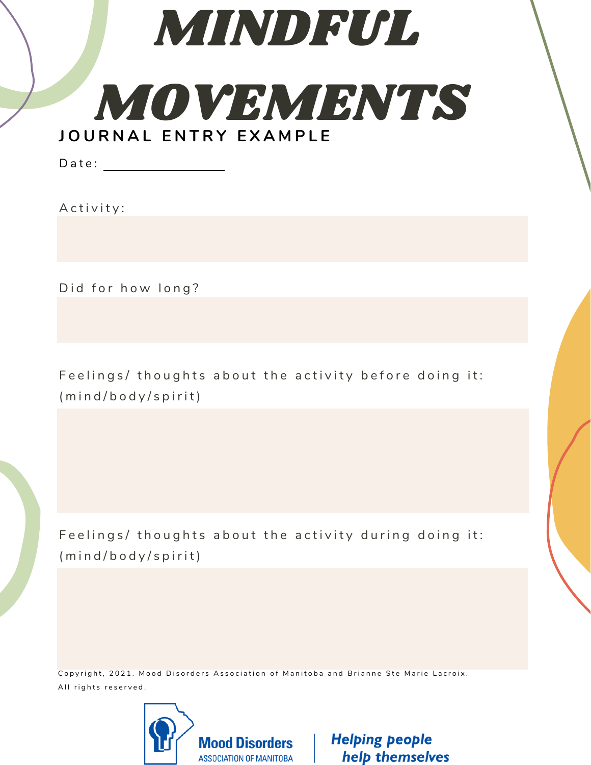# MINDFUL MOVEMENTS

## JOURNAL ENTRY EXAMPLE

Date: ________________

Activity:

Did for how long?

Feelings/ thoughts about the activity before doing it: (mind/body/spirit)

Feelings/ thoughts about the activity during doing it: (mind/body/spirit)

Copyright, 2021. Mood Disorders Association of Manitoba and Brianne Ste Marie Lacroix. All rights reserved.

Mood Disorders ASSOCIATION OF MANITOBA | *Helping people help themselves*